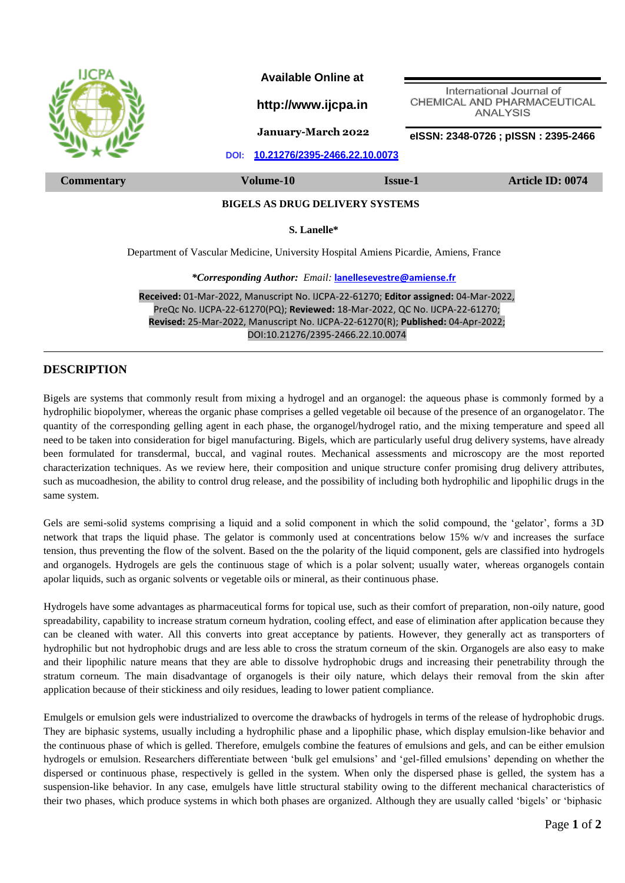Available Online at

http://www.ijcpa.in

January-March 2022

International Journal of CHEMICAL AND PHARMACEUTICAL ANALYSIS

eISSN: 2348-0726 ; pISSN : 2395-2466

DOI: 10.21276/2395-2466.22.10.0073

| Commentary | Volume-10 | Issue-1 | Article ID: 0074 |
|---|---|---|---|

# BIGELS AS DRUG DELIVERY SYSTEMS

**S. Lanelle***

Department of Vascular Medicine, University Hospital Amiens Picardie, Amiens, France

***Corresponding Author:*** *Email:* lanellesevestre@amiense.fr

**Received:** 01-Mar-2022, Manuscript No. IJCPA-22-61270; **Editor assigned:** 04-Mar-2022, PreQc No. IJCPA-22-61270(PQ); **Reviewed:** 18-Mar-2022, QC No. IJCPA-22-61270; **Revised:** 25-Mar-2022, Manuscript No. IJCPA-22-61270(R); **Published:** 04-Apr-2022; DOI:10.21276/2395-2466.22.10.0074

## DESCRIPTION

Bigels are systems that commonly result from mixing a hydrogel and an organogel: the aqueous phase is commonly formed by a hydrophilic biopolymer, whereas the organic phase comprises a gelled vegetable oil because of the presence of an organogelator. The quantity of the corresponding gelling agent in each phase, the organogel/hydrogel ratio, and the mixing temperature and speed all need to be taken into consideration for bigel manufacturing. Bigels, which are particularly useful drug delivery systems, have already been formulated for transdermal, buccal, and vaginal routes. Mechanical assessments and microscopy are the most reported characterization techniques. As we review here, their composition and unique structure confer promising drug delivery attributes, such as mucoadhesion, the ability to control drug release, and the possibility of including both hydrophilic and lipophilic drugs in the same system.

Gels are semi-solid systems comprising a liquid and a solid component in which the solid compound, the 'gelator', forms a 3D network that traps the liquid phase. The gelator is commonly used at concentrations below 15% w/v and increases the surface tension, thus preventing the flow of the solvent. Based on the the polarity of the liquid component, gels are classified into hydrogels and organogels. Hydrogels are gels the continuous stage of which is a polar solvent; usually water, whereas organogels contain apolar liquids, such as organic solvents or vegetable oils or mineral, as their continuous phase.

Hydrogels have some advantages as pharmaceutical forms for topical use, such as their comfort of preparation, non-oily nature, good spreadability, capability to increase stratum corneum hydration, cooling effect, and ease of elimination after application because they can be cleaned with water. All this converts into great acceptance by patients. However, they generally act as transporters of hydrophilic but not hydrophobic drugs and are less able to cross the stratum corneum of the skin. Organogels are also easy to make and their lipophilic nature means that they are able to dissolve hydrophobic drugs and increasing their penetrability through the stratum corneum. The main disadvantage of organogels is their oily nature, which delays their removal from the skin after application because of their stickiness and oily residues, leading to lower patient compliance.

Emulgels or emulsion gels were industrialized to overcome the drawbacks of hydrogels in terms of the release of hydrophobic drugs. They are biphasic systems, usually including a hydrophilic phase and a lipophilic phase, which display emulsion-like behavior and the continuous phase of which is gelled. Therefore, emulgels combine the features of emulsions and gels, and can be either emulsion hydrogels or emulsion. Researchers differentiate between 'bulk gel emulsions' and 'gel-filled emulsions' depending on whether the dispersed or continuous phase, respectively is gelled in the system. When only the dispersed phase is gelled, the system has a suspension-like behavior. In any case, emulgels have little structural stability owing to the different mechanical characteristics of their two phases, which produce systems in which both phases are organized. Although they are usually called 'bigels' or 'biphasic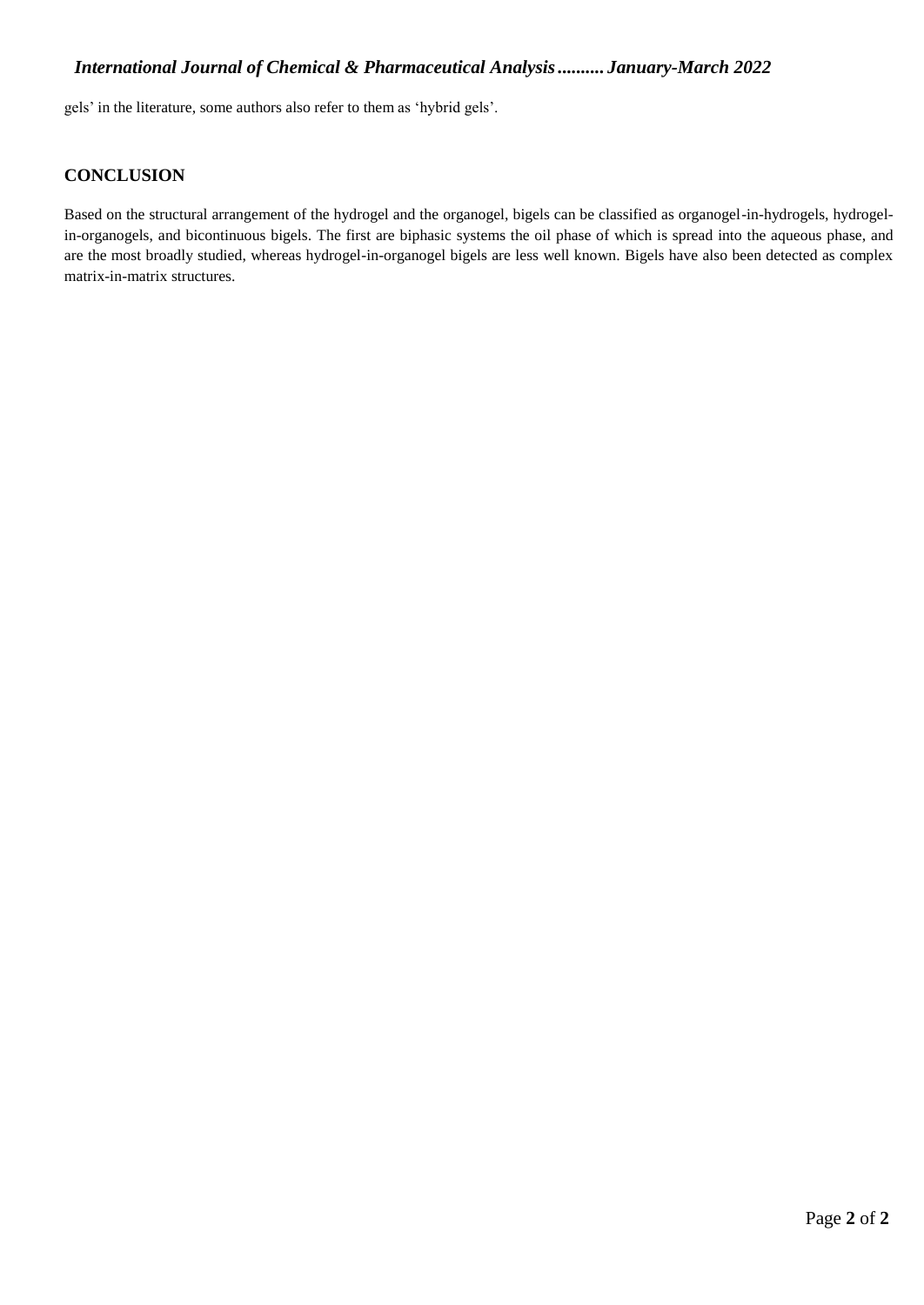gels' in the literature, some authors also refer to them as 'hybrid gels'.

## CONCLUSION

Based on the structural arrangement of the hydrogel and the organogel, bigels can be classified as organogel-in-hydrogels, hydrogel-in-organogels, and bicontinuous bigels. The first are biphasic systems the oil phase of which is spread into the aqueous phase, and are the most broadly studied, whereas hydrogel-in-organogel bigels are less well known. Bigels have also been detected as complex matrix-in-matrix structures.